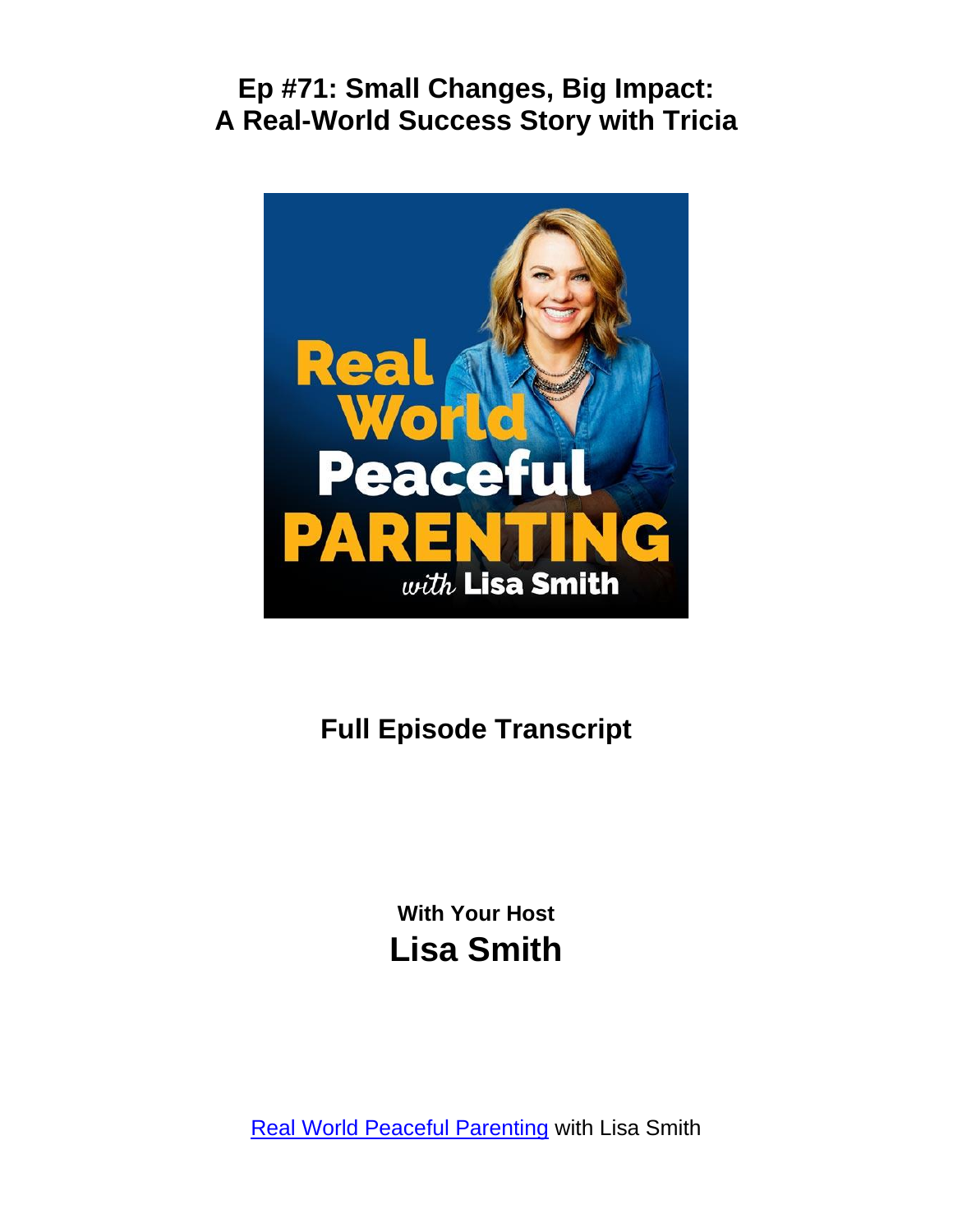# Ep #71: Small Changes, Big Impact: A Real-World Success Story with Tricia

## Full Episode Transcript

**With Your Host**

## Lisa Smith

[Real World Peaceful Parenting](Real World Peaceful Parenting) with Lisa Smith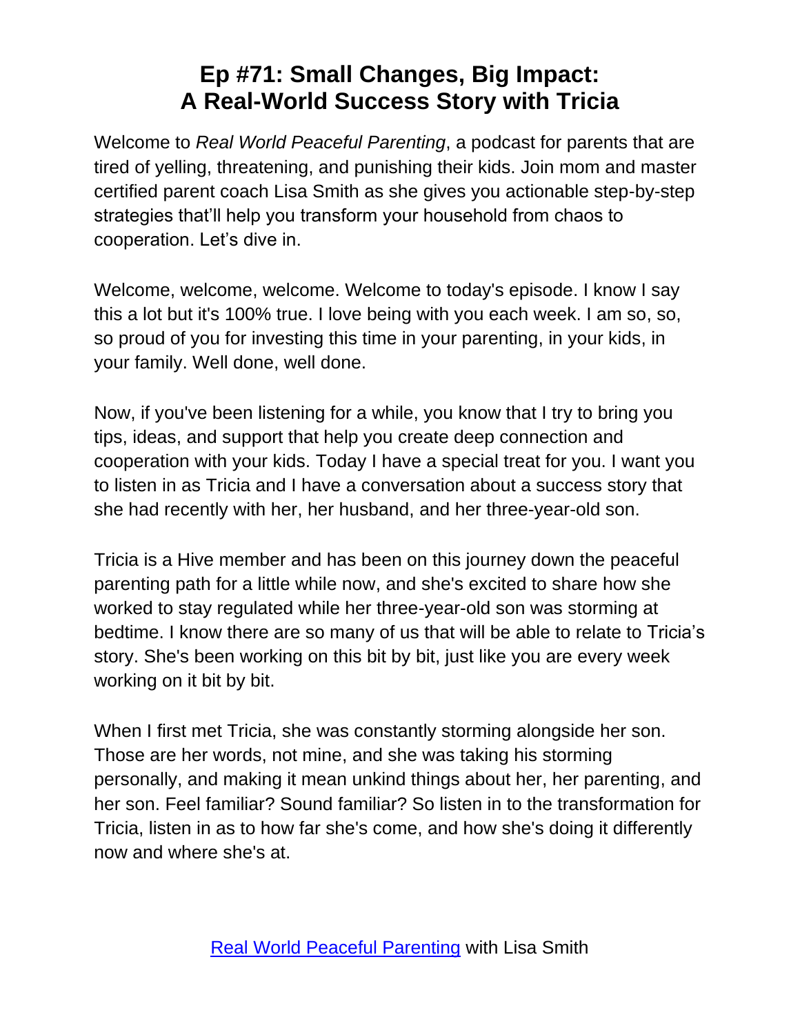# Ep #71: Small Changes, Big Impact: A Real-World Success Story with Tricia

Welcome to *Real World Peaceful Parenting*, a podcast for parents that are tired of yelling, threatening, and punishing their kids. Join mom and master certified parent coach Lisa Smith as she gives you actionable step-by-step strategies that'll help you transform your household from chaos to cooperation. Let's dive in.

Welcome, welcome, welcome. Welcome to today's episode. I know I say this a lot but it's 100% true. I love being with you each week. I am so, so, so proud of you for investing this time in your parenting, in your kids, in your family. Well done, well done.

Now, if you've been listening for a while, you know that I try to bring you tips, ideas, and support that help you create deep connection and cooperation with your kids. Today I have a special treat for you. I want you to listen in as Tricia and I have a conversation about a success story that she had recently with her, her husband, and her three-year-old son.

Tricia is a Hive member and has been on this journey down the peaceful parenting path for a little while now, and she's excited to share how she worked to stay regulated while her three-year-old son was storming at bedtime. I know there are so many of us that will be able to relate to Tricia's story. She's been working on this bit by bit, just like you are every week working on it bit by bit.

When I first met Tricia, she was constantly storming alongside her son. Those are her words, not mine, and she was taking his storming personally, and making it mean unkind things about her, her parenting, and her son. Feel familiar? Sound familiar? So listen in to the transformation for Tricia, listen in as to how far she's come, and how she's doing it differently now and where she's at.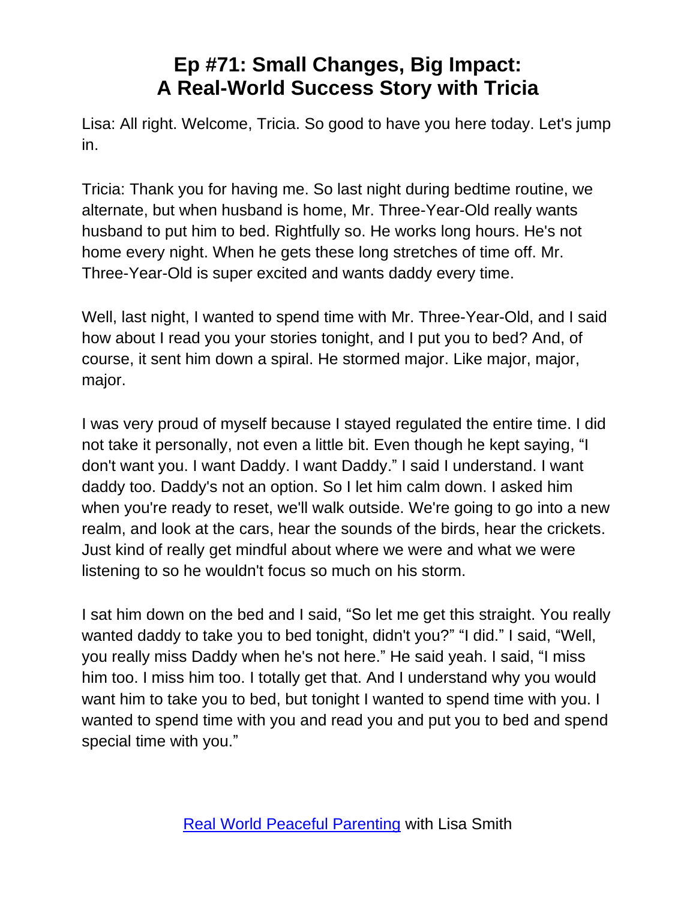# Ep #71: Small Changes, Big Impact: A Real-World Success Story with Tricia

Lisa: All right. Welcome, Tricia. So good to have you here today. Let's jump in.

Tricia: Thank you for having me. So last night during bedtime routine, we alternate, but when husband is home, Mr. Three-Year-Old really wants husband to put him to bed. Rightfully so. He works long hours. He's not home every night. When he gets these long stretches of time off. Mr. Three-Year-Old is super excited and wants daddy every time.

Well, last night, I wanted to spend time with Mr. Three-Year-Old, and I said how about I read you your stories tonight, and I put you to bed? And, of course, it sent him down a spiral. He stormed major. Like major, major, major.

I was very proud of myself because I stayed regulated the entire time. I did not take it personally, not even a little bit. Even though he kept saying, "I don't want you. I want Daddy. I want Daddy." I said I understand. I want daddy too. Daddy's not an option. So I let him calm down. I asked him when you're ready to reset, we'll walk outside. We're going to go into a new realm, and look at the cars, hear the sounds of the birds, hear the crickets. Just kind of really get mindful about where we were and what we were listening to so he wouldn't focus so much on his storm.

I sat him down on the bed and I said, "So let me get this straight. You really wanted daddy to take you to bed tonight, didn't you?" "I did." I said, "Well, you really miss Daddy when he's not here." He said yeah. I said, "I miss him too. I miss him too. I totally get that. And I understand why you would want him to take you to bed, but tonight I wanted to spend time with you. I wanted to spend time with you and read you and put you to bed and spend special time with you."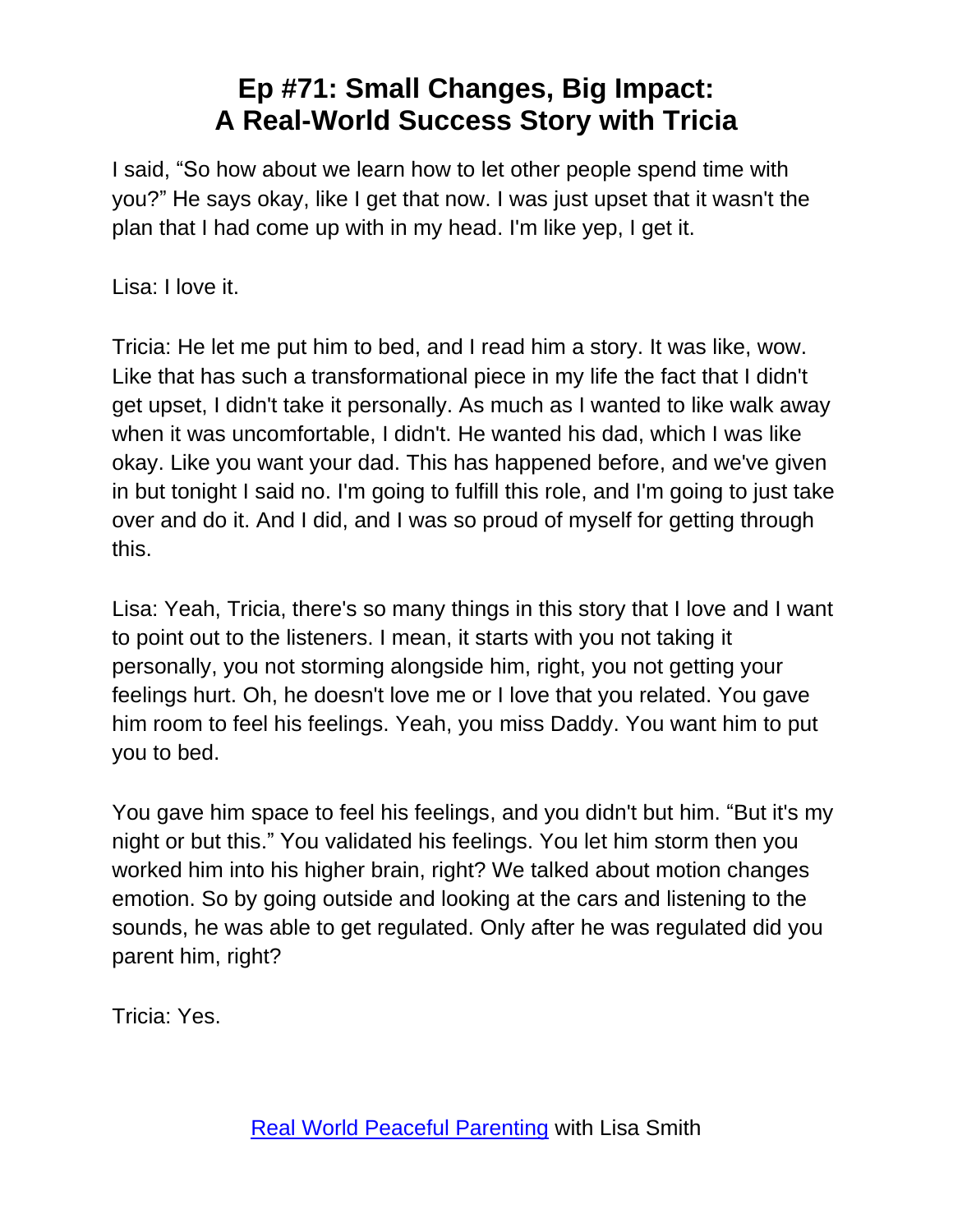I said, "So how about we learn how to let other people spend time with you?" He says okay, like I get that now. I was just upset that it wasn't the plan that I had come up with in my head. I'm like yep, I get it.

Lisa: I love it.

Tricia: He let me put him to bed, and I read him a story. It was like, wow. Like that has such a transformational piece in my life the fact that I didn't get upset, I didn't take it personally. As much as I wanted to like walk away when it was uncomfortable, I didn't. He wanted his dad, which I was like okay. Like you want your dad. This has happened before, and we've given in but tonight I said no. I'm going to fulfill this role, and I'm going to just take over and do it. And I did, and I was so proud of myself for getting through this.

Lisa: Yeah, Tricia, there's so many things in this story that I love and I want to point out to the listeners. I mean, it starts with you not taking it personally, you not storming alongside him, right, you not getting your feelings hurt. Oh, he doesn't love me or I love that you related. You gave him room to feel his feelings. Yeah, you miss Daddy. You want him to put you to bed.

You gave him space to feel his feelings, and you didn't but him. "But it's my night or but this." You validated his feelings. You let him storm then you worked him into his higher brain, right? We talked about motion changes emotion. So by going outside and looking at the cars and listening to the sounds, he was able to get regulated. Only after he was regulated did you parent him, right?

Tricia: Yes.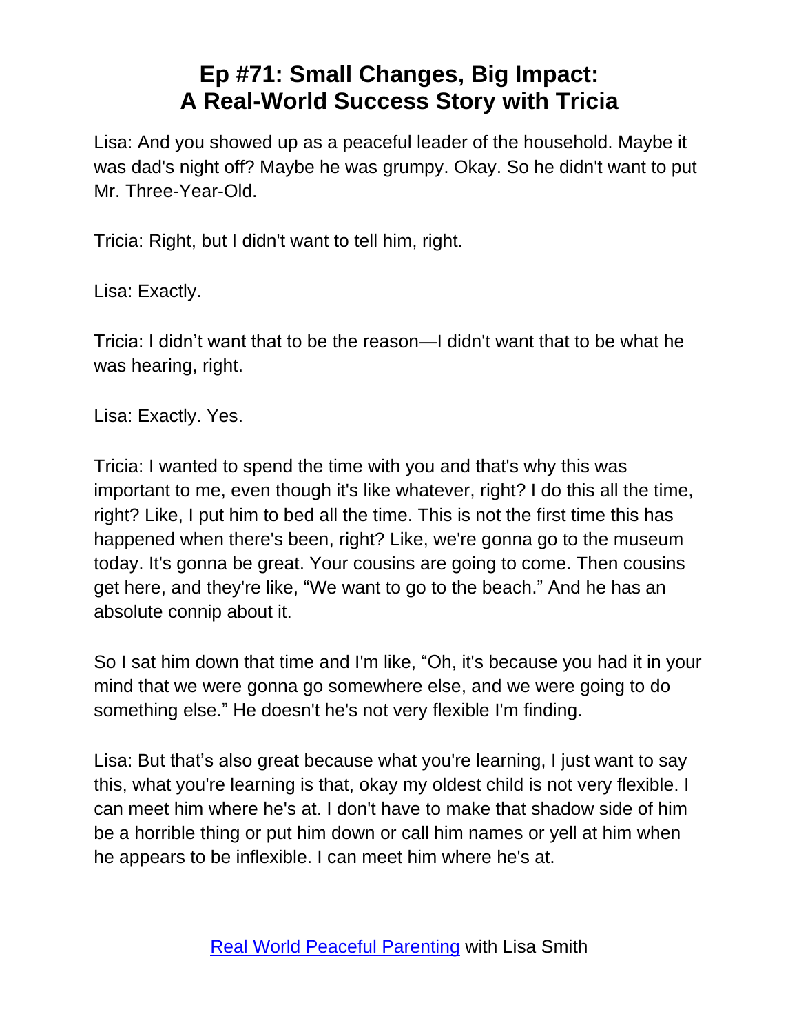# Ep #71: Small Changes, Big Impact: A Real-World Success Story with Tricia

Lisa: And you showed up as a peaceful leader of the household. Maybe it was dad's night off? Maybe he was grumpy. Okay. So he didn't want to put Mr. Three-Year-Old.

Tricia: Right, but I didn't want to tell him, right.

Lisa: Exactly.

Tricia: I didn't want that to be the reason—I didn't want that to be what he was hearing, right.

Lisa: Exactly. Yes.

Tricia: I wanted to spend the time with you and that's why this was important to me, even though it's like whatever, right? I do this all the time, right? Like, I put him to bed all the time. This is not the first time this has happened when there's been, right? Like, we're gonna go to the museum today. It's gonna be great. Your cousins are going to come. Then cousins get here, and they're like, "We want to go to the beach." And he has an absolute connip about it.

So I sat him down that time and I'm like, "Oh, it's because you had it in your mind that we were gonna go somewhere else, and we were going to do something else." He doesn't he's not very flexible I'm finding.

Lisa: But that's also great because what you're learning, I just want to say this, what you're learning is that, okay my oldest child is not very flexible. I can meet him where he's at. I don't have to make that shadow side of him be a horrible thing or put him down or call him names or yell at him when he appears to be inflexible. I can meet him where he's at.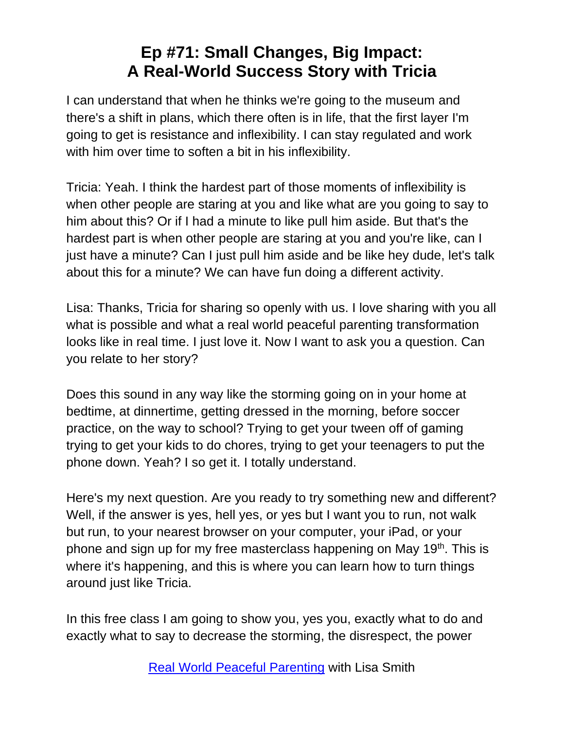# Ep #71: Small Changes, Big Impact: A Real-World Success Story with Tricia

I can understand that when he thinks we're going to the museum and there's a shift in plans, which there often is in life, that the first layer I'm going to get is resistance and inflexibility. I can stay regulated and work with him over time to soften a bit in his inflexibility.

Tricia: Yeah. I think the hardest part of those moments of inflexibility is when other people are staring at you and like what are you going to say to him about this? Or if I had a minute to like pull him aside. But that's the hardest part is when other people are staring at you and you're like, can I just have a minute? Can I just pull him aside and be like hey dude, let's talk about this for a minute? We can have fun doing a different activity.

Lisa: Thanks, Tricia for sharing so openly with us. I love sharing with you all what is possible and what a real world peaceful parenting transformation looks like in real time. I just love it. Now I want to ask you a question. Can you relate to her story?

Does this sound in any way like the storming going on in your home at bedtime, at dinnertime, getting dressed in the morning, before soccer practice, on the way to school? Trying to get your tween off of gaming trying to get your kids to do chores, trying to get your teenagers to put the phone down. Yeah? I so get it. I totally understand.

Here's my next question. Are you ready to try something new and different? Well, if the answer is yes, hell yes, or yes but I want you to run, not walk but run, to your nearest browser on your computer, your iPad, or your phone and sign up for my free masterclass happening on May 19th. This is where it's happening, and this is where you can learn how to turn things around just like Tricia.

In this free class I am going to show you, yes you, exactly what to do and exactly what to say to decrease the storming, the disrespect, the power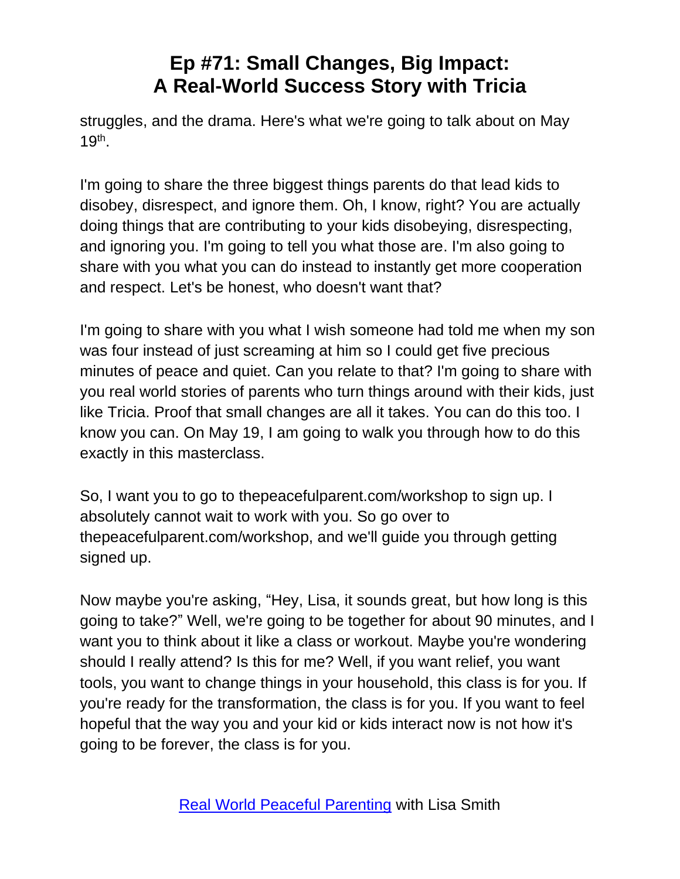struggles, and the drama. Here's what we're going to talk about on May 19th.

I'm going to share the three biggest things parents do that lead kids to disobey, disrespect, and ignore them. Oh, I know, right? You are actually doing things that are contributing to your kids disobeying, disrespecting, and ignoring you. I'm going to tell you what those are. I'm also going to share with you what you can do instead to instantly get more cooperation and respect. Let's be honest, who doesn't want that?

I'm going to share with you what I wish someone had told me when my son was four instead of just screaming at him so I could get five precious minutes of peace and quiet. Can you relate to that? I'm going to share with you real world stories of parents who turn things around with their kids, just like Tricia. Proof that small changes are all it takes. You can do this too. I know you can. On May 19, I am going to walk you through how to do this exactly in this masterclass.

So, I want you to go to thepeacefulparent.com/workshop to sign up. I absolutely cannot wait to work with you. So go over to thepeacefulparent.com/workshop, and we'll guide you through getting signed up.

Now maybe you're asking, "Hey, Lisa, it sounds great, but how long is this going to take?" Well, we're going to be together for about 90 minutes, and I want you to think about it like a class or workout. Maybe you're wondering should I really attend? Is this for me? Well, if you want relief, you want tools, you want to change things in your household, this class is for you. If you're ready for the transformation, the class is for you. If you want to feel hopeful that the way you and your kid or kids interact now is not how it's going to be forever, the class is for you.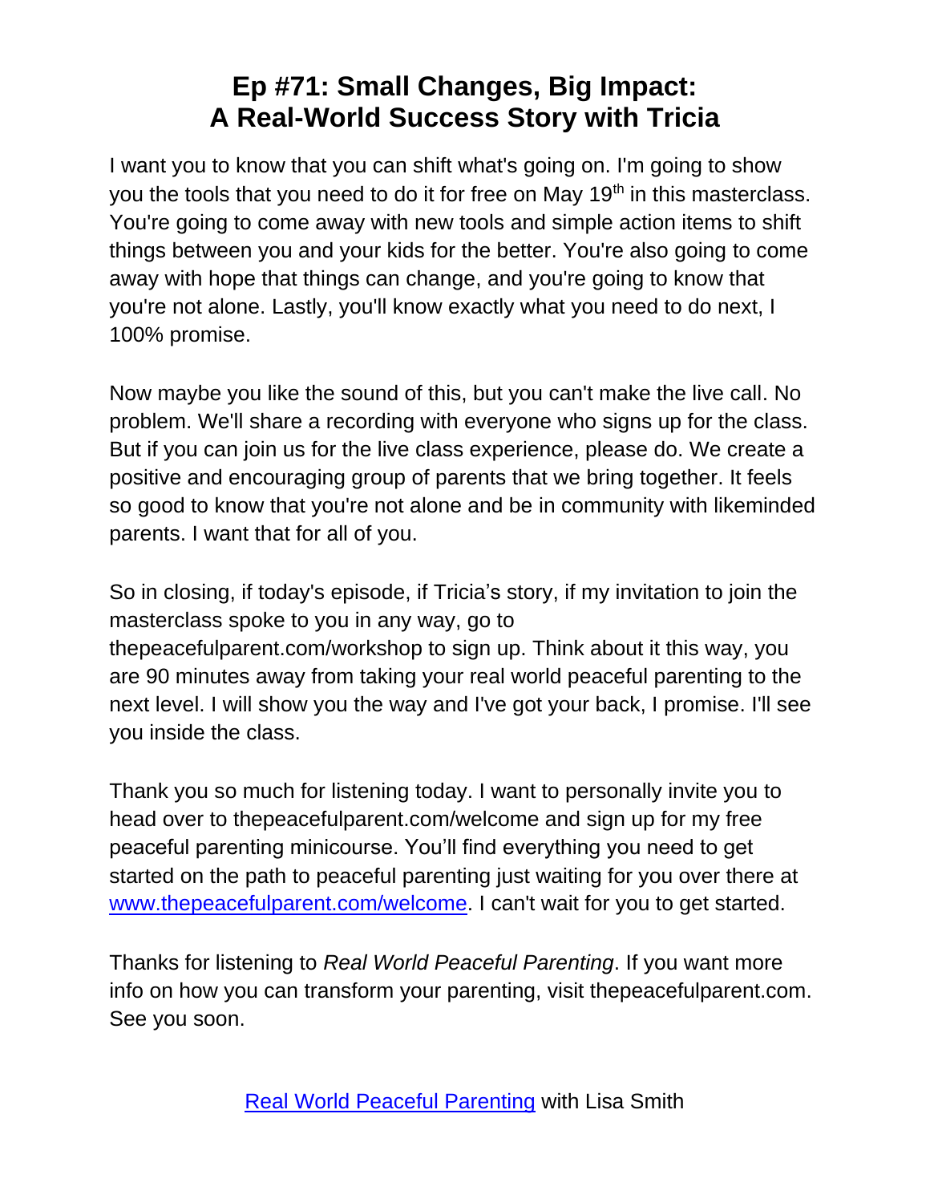# Ep #71: Small Changes, Big Impact: A Real-World Success Story with Tricia

I want you to know that you can shift what's going on. I'm going to show you the tools that you need to do it for free on May 19th in this masterclass. You're going to come away with new tools and simple action items to shift things between you and your kids for the better. You're also going to come away with hope that things can change, and you're going to know that you're not alone. Lastly, you'll know exactly what you need to do next, I 100% promise.

Now maybe you like the sound of this, but you can't make the live call. No problem. We'll share a recording with everyone who signs up for the class. But if you can join us for the live class experience, please do. We create a positive and encouraging group of parents that we bring together. It feels so good to know that you're not alone and be in community with likeminded parents. I want that for all of you.

So in closing, if today's episode, if Tricia's story, if my invitation to join the masterclass spoke to you in any way, go to thepeacefulparent.com/workshop to sign up. Think about it this way, you are 90 minutes away from taking your real world peaceful parenting to the next level. I will show you the way and I've got your back, I promise. I'll see you inside the class.

Thank you so much for listening today. I want to personally invite you to head over to thepeacefulparent.com/welcome and sign up for my free peaceful parenting minicourse. You'll find everything you need to get started on the path to peaceful parenting just waiting for you over there at [www.thepeacefulparent.com/welcome](www.thepeacefulparent.com/welcome). I can't wait for you to get started.

Thanks for listening to *Real World Peaceful Parenting*. If you want more info on how you can transform your parenting, visit thepeacefulparent.com. See you soon.